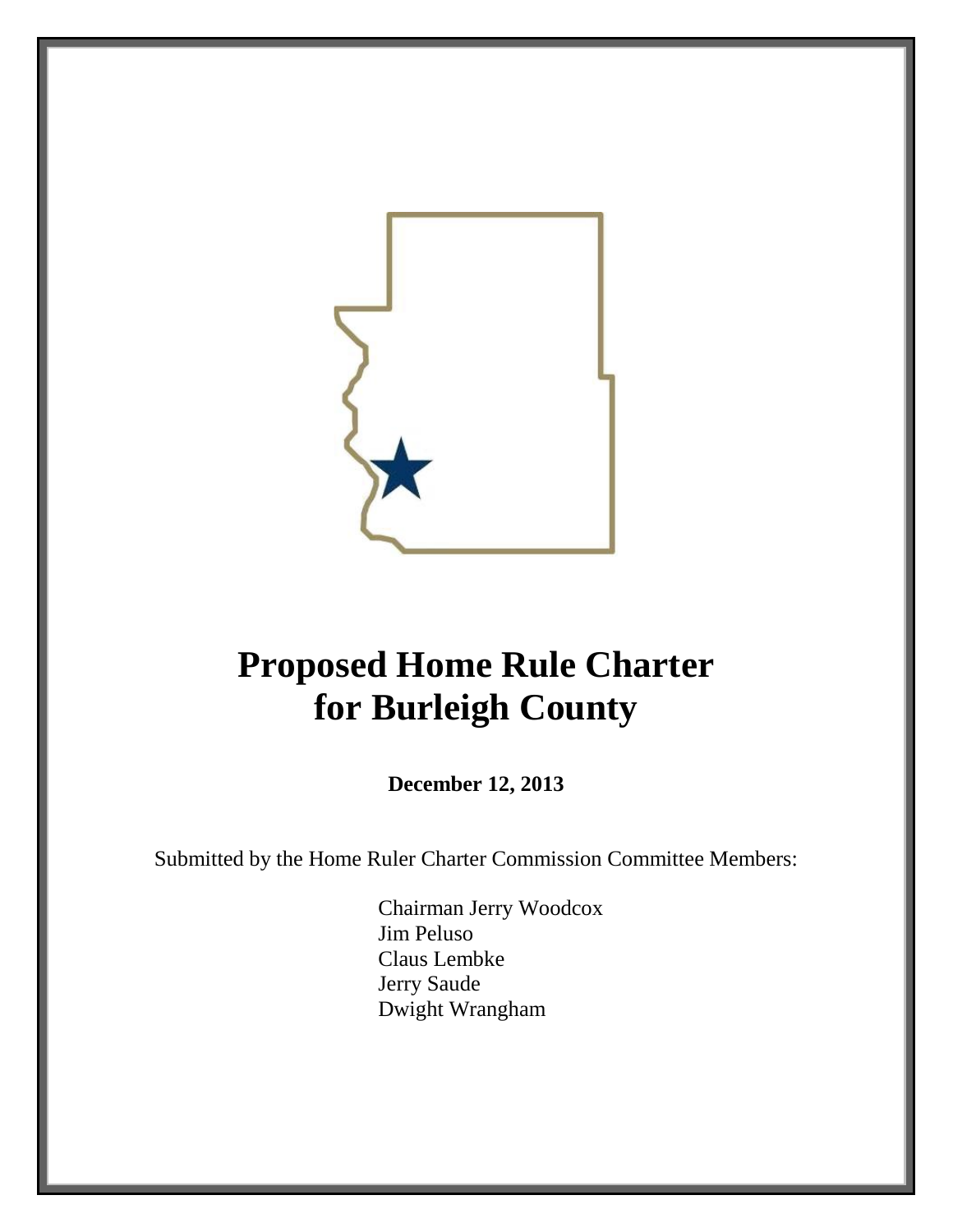# Proposed Home Rule Charter for Burleigh County

**December 12, 2013**

Submitted by the Home Ruler Charter Commission Committee Members:

Chairman Jerry Woodcox
Jim Peluso
Claus Lembke
Jerry Saude
Dwight Wrangham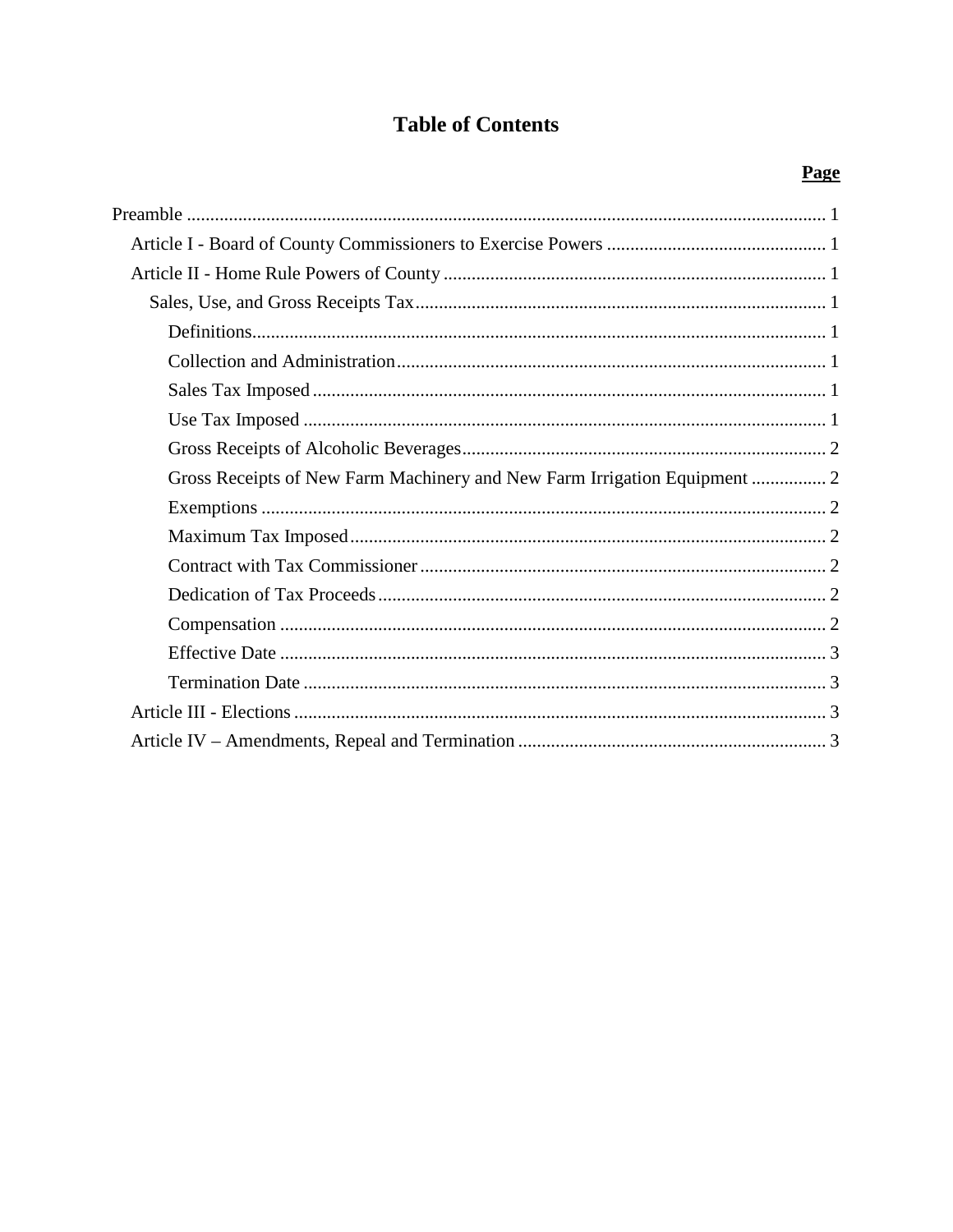# Table of Contents

| | **Page** |
|---|---|
| Preamble | 1 |
| Article I - Board of County Commissioners to Exercise Powers | 1 |
| Article II - Home Rule Powers of County | 1 |
| Sales, Use, and Gross Receipts Tax | 1 |
| Definitions | 1 |
| Collection and Administration | 1 |
| Sales Tax Imposed | 1 |
| Use Tax Imposed | 1 |
| Gross Receipts of Alcoholic Beverages | 2 |
| Gross Receipts of New Farm Machinery and New Farm Irrigation Equipment | 2 |
| Exemptions | 2 |
| Maximum Tax Imposed | 2 |
| Contract with Tax Commissioner | 2 |
| Dedication of Tax Proceeds | 2 |
| Compensation | 2 |
| Effective Date | 3 |
| Termination Date | 3 |
| Article III - Elections | 3 |
| Article IV – Amendments, Repeal and Termination | 3 |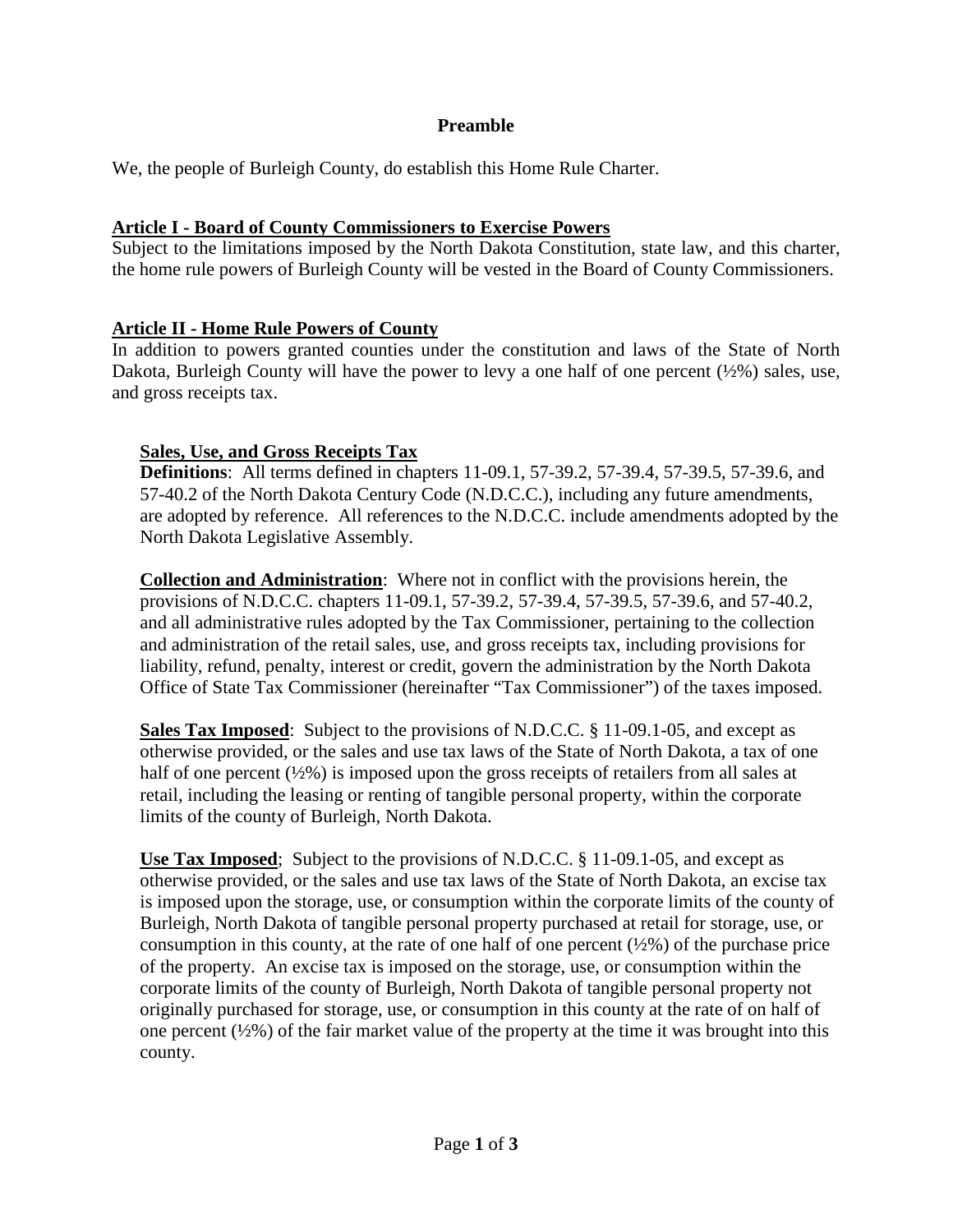**Preamble**

We, the people of Burleigh County, do establish this Home Rule Charter.

**Article I - Board of County Commissioners to Exercise Powers**

Subject to the limitations imposed by the North Dakota Constitution, state law, and this charter, the home rule powers of Burleigh County will be vested in the Board of County Commissioners.

**Article II - Home Rule Powers of County**

In addition to powers granted counties under the constitution and laws of the State of North Dakota, Burleigh County will have the power to levy a one half of one percent (½%) sales, use, and gross receipts tax.

**Sales, Use, and Gross Receipts Tax**

**Definitions**: All terms defined in chapters 11-09.1, 57-39.2, 57-39.4, 57-39.5, 57-39.6, and 57-40.2 of the North Dakota Century Code (N.D.C.C.), including any future amendments, are adopted by reference. All references to the N.D.C.C. include amendments adopted by the North Dakota Legislative Assembly.

**Collection and Administration**: Where not in conflict with the provisions herein, the provisions of N.D.C.C. chapters 11-09.1, 57-39.2, 57-39.4, 57-39.5, 57-39.6, and 57-40.2, and all administrative rules adopted by the Tax Commissioner, pertaining to the collection and administration of the retail sales, use, and gross receipts tax, including provisions for liability, refund, penalty, interest or credit, govern the administration by the North Dakota Office of State Tax Commissioner (hereinafter "Tax Commissioner") of the taxes imposed.

**Sales Tax Imposed**: Subject to the provisions of N.D.C.C. § 11-09.1-05, and except as otherwise provided, or the sales and use tax laws of the State of North Dakota, a tax of one half of one percent (½%) is imposed upon the gross receipts of retailers from all sales at retail, including the leasing or renting of tangible personal property, within the corporate limits of the county of Burleigh, North Dakota.

**Use Tax Imposed**; Subject to the provisions of N.D.C.C. § 11-09.1-05, and except as otherwise provided, or the sales and use tax laws of the State of North Dakota, an excise tax is imposed upon the storage, use, or consumption within the corporate limits of the county of Burleigh, North Dakota of tangible personal property purchased at retail for storage, use, or consumption in this county, at the rate of one half of one percent (½%) of the purchase price of the property. An excise tax is imposed on the storage, use, or consumption within the corporate limits of the county of Burleigh, North Dakota of tangible personal property not originally purchased for storage, use, or consumption in this county at the rate of on half of one percent (½%) of the fair market value of the property at the time it was brought into this county.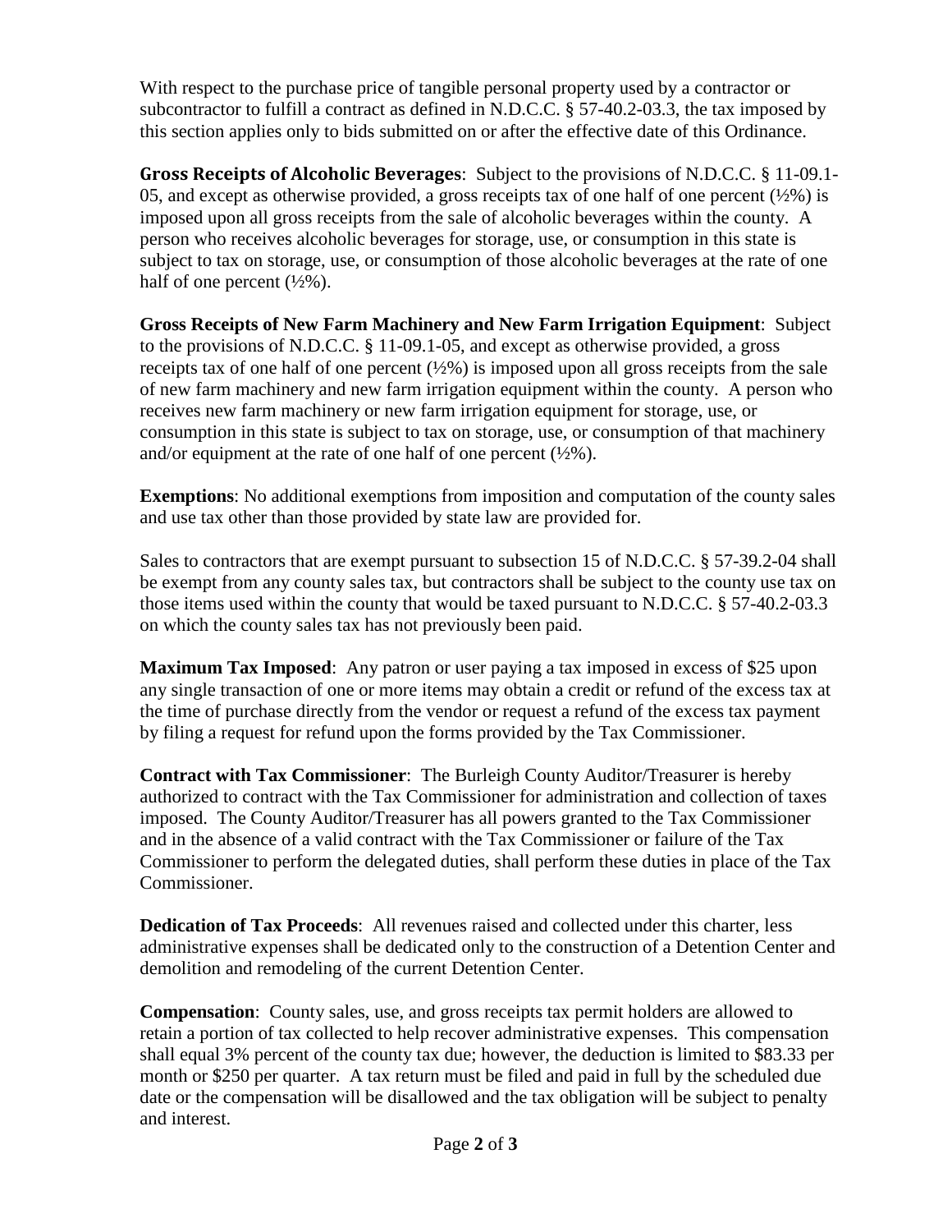With respect to the purchase price of tangible personal property used by a contractor or subcontractor to fulfill a contract as defined in N.D.C.C. § 57-40.2-03.3, the tax imposed by this section applies only to bids submitted on or after the effective date of this Ordinance.

**Gross Receipts of Alcoholic Beverages**: Subject to the provisions of N.D.C.C. § 11-09.1-05, and except as otherwise provided, a gross receipts tax of one half of one percent (½%) is imposed upon all gross receipts from the sale of alcoholic beverages within the county. A person who receives alcoholic beverages for storage, use, or consumption in this state is subject to tax on storage, use, or consumption of those alcoholic beverages at the rate of one half of one percent (½%).

**Gross Receipts of New Farm Machinery and New Farm Irrigation Equipment**: Subject to the provisions of N.D.C.C. § 11-09.1-05, and except as otherwise provided, a gross receipts tax of one half of one percent (½%) is imposed upon all gross receipts from the sale of new farm machinery and new farm irrigation equipment within the county. A person who receives new farm machinery or new farm irrigation equipment for storage, use, or consumption in this state is subject to tax on storage, use, or consumption of that machinery and/or equipment at the rate of one half of one percent (½%).

**Exemptions**: No additional exemptions from imposition and computation of the county sales and use tax other than those provided by state law are provided for.

Sales to contractors that are exempt pursuant to subsection 15 of N.D.C.C. § 57-39.2-04 shall be exempt from any county sales tax, but contractors shall be subject to the county use tax on those items used within the county that would be taxed pursuant to N.D.C.C. § 57-40.2-03.3 on which the county sales tax has not previously been paid.

**Maximum Tax Imposed**: Any patron or user paying a tax imposed in excess of $25 upon any single transaction of one or more items may obtain a credit or refund of the excess tax at the time of purchase directly from the vendor or request a refund of the excess tax payment by filing a request for refund upon the forms provided by the Tax Commissioner.

**Contract with Tax Commissioner**: The Burleigh County Auditor/Treasurer is hereby authorized to contract with the Tax Commissioner for administration and collection of taxes imposed. The County Auditor/Treasurer has all powers granted to the Tax Commissioner and in the absence of a valid contract with the Tax Commissioner or failure of the Tax Commissioner to perform the delegated duties, shall perform these duties in place of the Tax Commissioner.

**Dedication of Tax Proceeds**: All revenues raised and collected under this charter, less administrative expenses shall be dedicated only to the construction of a Detention Center and demolition and remodeling of the current Detention Center.

**Compensation**: County sales, use, and gross receipts tax permit holders are allowed to retain a portion of tax collected to help recover administrative expenses. This compensation shall equal 3% percent of the county tax due; however, the deduction is limited to $83.33 per month or $250 per quarter. A tax return must be filed and paid in full by the scheduled due date or the compensation will be disallowed and the tax obligation will be subject to penalty and interest.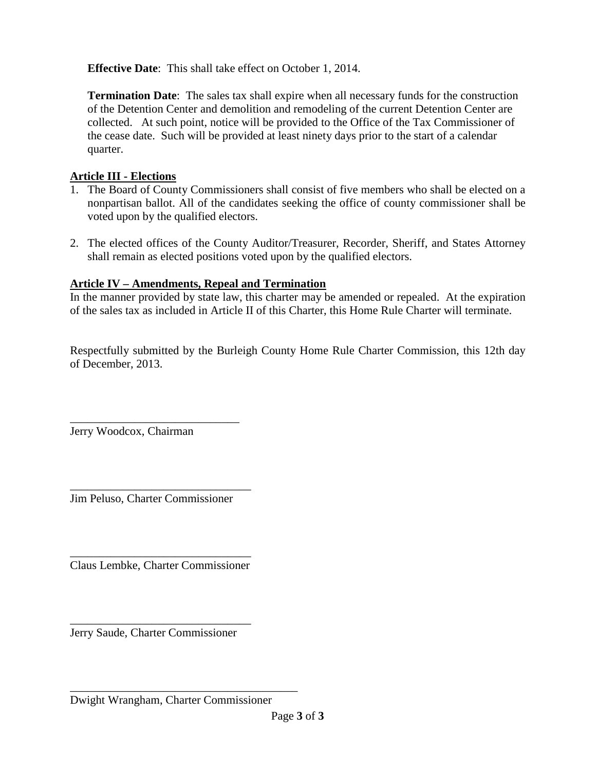**Effective Date**: This shall take effect on October 1, 2014.

**Termination Date**: The sales tax shall expire when all necessary funds for the construction of the Detention Center and demolition and remodeling of the current Detention Center are collected. At such point, notice will be provided to the Office of the Tax Commissioner of the cease date. Such will be provided at least ninety days prior to the start of a calendar quarter.

**Article III - Elections**

1. The Board of County Commissioners shall consist of five members who shall be elected on a nonpartisan ballot. All of the candidates seeking the office of county commissioner shall be voted upon by the qualified electors.

2. The elected offices of the County Auditor/Treasurer, Recorder, Sheriff, and States Attorney shall remain as elected positions voted upon by the qualified electors.

**Article IV – Amendments, Repeal and Termination**

In the manner provided by state law, this charter may be amended or repealed. At the expiration of the sales tax as included in Article II of this Charter, this Home Rule Charter will terminate.

Respectfully submitted by the Burleigh County Home Rule Charter Commission, this 12th day of December, 2013.

_____________________________
Jerry Woodcox, Chairman

_______________________________
Jim Peluso, Charter Commissioner

_______________________________
Claus Lembke, Charter Commissioner

_______________________________
Jerry Saude, Charter Commissioner

_______________________________________
Dwight Wrangham, Charter Commissioner